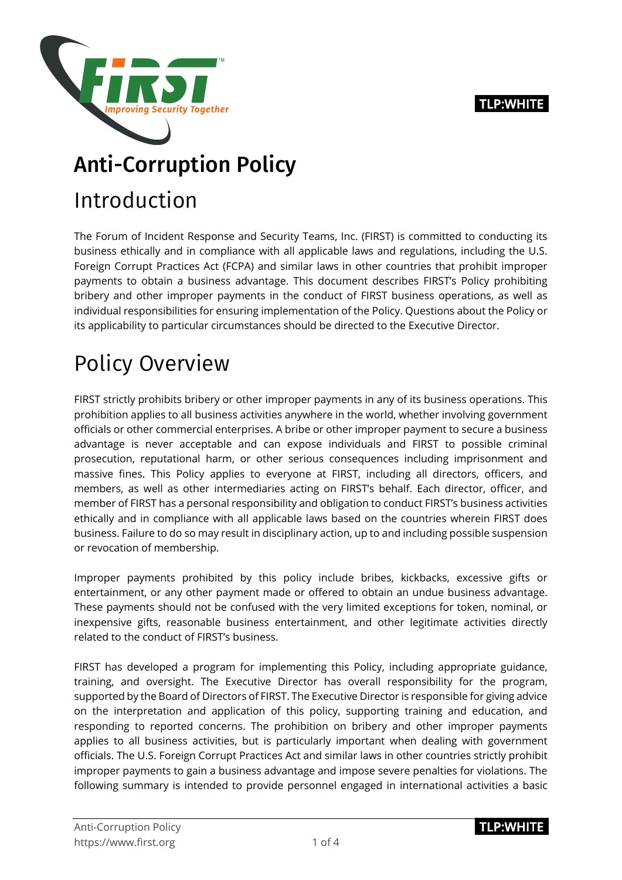TLP:WHITE

# Anti-Corruption Policy

## Introduction

The Forum of Incident Response and Security Teams, Inc. (FIRST) is committed to conducting its business ethically and in compliance with all applicable laws and regulations, including the U.S. Foreign Corrupt Practices Act (FCPA) and similar laws in other countries that prohibit improper payments to obtain a business advantage. This document describes FIRST's Policy prohibiting bribery and other improper payments in the conduct of FIRST business operations, as well as individual responsibilities for ensuring implementation of the Policy. Questions about the Policy or its applicability to particular circumstances should be directed to the Executive Director.

## Policy Overview

FIRST strictly prohibits bribery or other improper payments in any of its business operations. This prohibition applies to all business activities anywhere in the world, whether involving government officials or other commercial enterprises. A bribe or other improper payment to secure a business advantage is never acceptable and can expose individuals and FIRST to possible criminal prosecution, reputational harm, or other serious consequences including imprisonment and massive fines. This Policy applies to everyone at FIRST, including all directors, officers, and members, as well as other intermediaries acting on FIRST's behalf. Each director, officer, and member of FIRST has a personal responsibility and obligation to conduct FIRST's business activities ethically and in compliance with all applicable laws based on the countries wherein FIRST does business. Failure to do so may result in disciplinary action, up to and including possible suspension or revocation of membership.

Improper payments prohibited by this policy include bribes, kickbacks, excessive gifts or entertainment, or any other payment made or offered to obtain an undue business advantage. These payments should not be confused with the very limited exceptions for token, nominal, or inexpensive gifts, reasonable business entertainment, and other legitimate activities directly related to the conduct of FIRST's business.

FIRST has developed a program for implementing this Policy, including appropriate guidance, training, and oversight. The Executive Director has overall responsibility for the program, supported by the Board of Directors of FIRST. The Executive Director is responsible for giving advice on the interpretation and application of this policy, supporting training and education, and responding to reported concerns. The prohibition on bribery and other improper payments applies to all business activities, but is particularly important when dealing with government officials. The U.S. Foreign Corrupt Practices Act and similar laws in other countries strictly prohibit improper payments to gain a business advantage and impose severe penalties for violations. The following summary is intended to provide personnel engaged in international activities a basic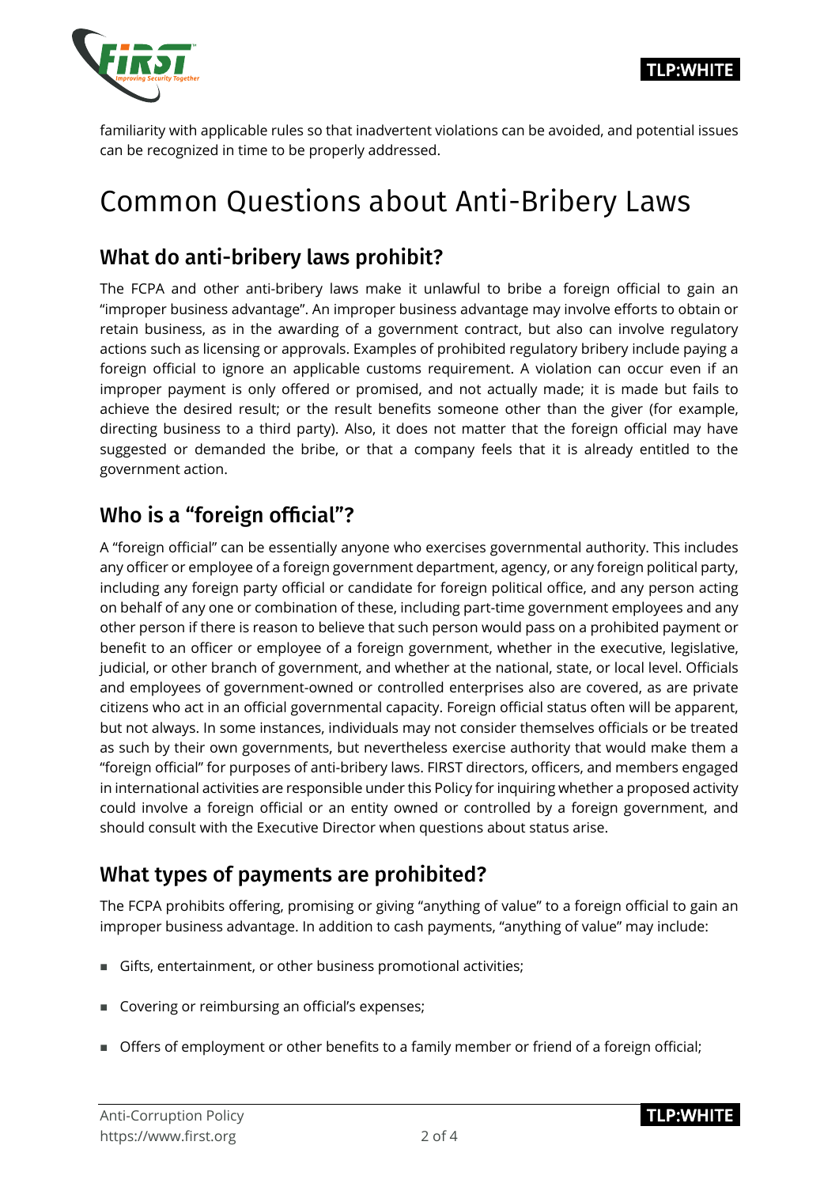familiarity with applicable rules so that inadvertent violations can be avoided, and potential issues can be recognized in time to be properly addressed.

# Common Questions about Anti-Bribery Laws

## What do anti-bribery laws prohibit?

The FCPA and other anti-bribery laws make it unlawful to bribe a foreign official to gain an "improper business advantage". An improper business advantage may involve efforts to obtain or retain business, as in the awarding of a government contract, but also can involve regulatory actions such as licensing or approvals. Examples of prohibited regulatory bribery include paying a foreign official to ignore an applicable customs requirement. A violation can occur even if an improper payment is only offered or promised, and not actually made; it is made but fails to achieve the desired result; or the result benefits someone other than the giver (for example, directing business to a third party). Also, it does not matter that the foreign official may have suggested or demanded the bribe, or that a company feels that it is already entitled to the government action.

## Who is a "foreign official"?

A "foreign official" can be essentially anyone who exercises governmental authority. This includes any officer or employee of a foreign government department, agency, or any foreign political party, including any foreign party official or candidate for foreign political office, and any person acting on behalf of any one or combination of these, including part-time government employees and any other person if there is reason to believe that such person would pass on a prohibited payment or benefit to an officer or employee of a foreign government, whether in the executive, legislative, judicial, or other branch of government, and whether at the national, state, or local level. Officials and employees of government-owned or controlled enterprises also are covered, as are private citizens who act in an official governmental capacity. Foreign official status often will be apparent, but not always. In some instances, individuals may not consider themselves officials or be treated as such by their own governments, but nevertheless exercise authority that would make them a "foreign official" for purposes of anti-bribery laws. FIRST directors, officers, and members engaged in international activities are responsible under this Policy for inquiring whether a proposed activity could involve a foreign official or an entity owned or controlled by a foreign government, and should consult with the Executive Director when questions about status arise.

## What types of payments are prohibited?

The FCPA prohibits offering, promising or giving "anything of value" to a foreign official to gain an improper business advantage. In addition to cash payments, "anything of value" may include:

- Gifts, entertainment, or other business promotional activities;
- Covering or reimbursing an official's expenses;
- Offers of employment or other benefits to a family member or friend of a foreign official;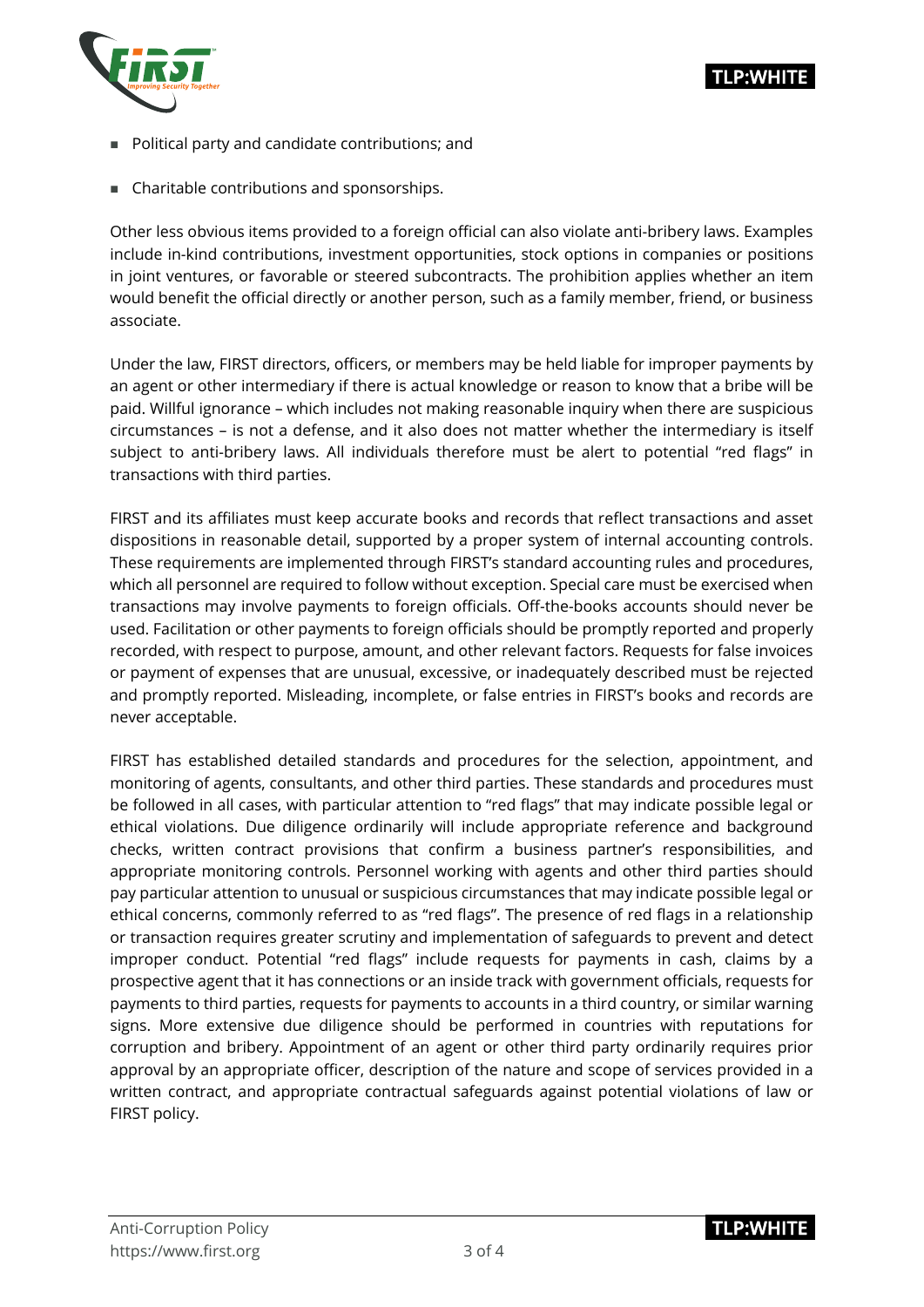- Political party and candidate contributions; and
- Charitable contributions and sponsorships.

Other less obvious items provided to a foreign official can also violate anti-bribery laws. Examples include in-kind contributions, investment opportunities, stock options in companies or positions in joint ventures, or favorable or steered subcontracts. The prohibition applies whether an item would benefit the official directly or another person, such as a family member, friend, or business associate.

Under the law, FIRST directors, officers, or members may be held liable for improper payments by an agent or other intermediary if there is actual knowledge or reason to know that a bribe will be paid. Willful ignorance – which includes not making reasonable inquiry when there are suspicious circumstances – is not a defense, and it also does not matter whether the intermediary is itself subject to anti-bribery laws. All individuals therefore must be alert to potential "red flags" in transactions with third parties.

FIRST and its affiliates must keep accurate books and records that reflect transactions and asset dispositions in reasonable detail, supported by a proper system of internal accounting controls. These requirements are implemented through FIRST's standard accounting rules and procedures, which all personnel are required to follow without exception. Special care must be exercised when transactions may involve payments to foreign officials. Off-the-books accounts should never be used. Facilitation or other payments to foreign officials should be promptly reported and properly recorded, with respect to purpose, amount, and other relevant factors. Requests for false invoices or payment of expenses that are unusual, excessive, or inadequately described must be rejected and promptly reported. Misleading, incomplete, or false entries in FIRST's books and records are never acceptable.

FIRST has established detailed standards and procedures for the selection, appointment, and monitoring of agents, consultants, and other third parties. These standards and procedures must be followed in all cases, with particular attention to "red flags" that may indicate possible legal or ethical violations. Due diligence ordinarily will include appropriate reference and background checks, written contract provisions that confirm a business partner's responsibilities, and appropriate monitoring controls. Personnel working with agents and other third parties should pay particular attention to unusual or suspicious circumstances that may indicate possible legal or ethical concerns, commonly referred to as "red flags". The presence of red flags in a relationship or transaction requires greater scrutiny and implementation of safeguards to prevent and detect improper conduct. Potential "red flags" include requests for payments in cash, claims by a prospective agent that it has connections or an inside track with government officials, requests for payments to third parties, requests for payments to accounts in a third country, or similar warning signs. More extensive due diligence should be performed in countries with reputations for corruption and bribery. Appointment of an agent or other third party ordinarily requires prior approval by an appropriate officer, description of the nature and scope of services provided in a written contract, and appropriate contractual safeguards against potential violations of law or FIRST policy.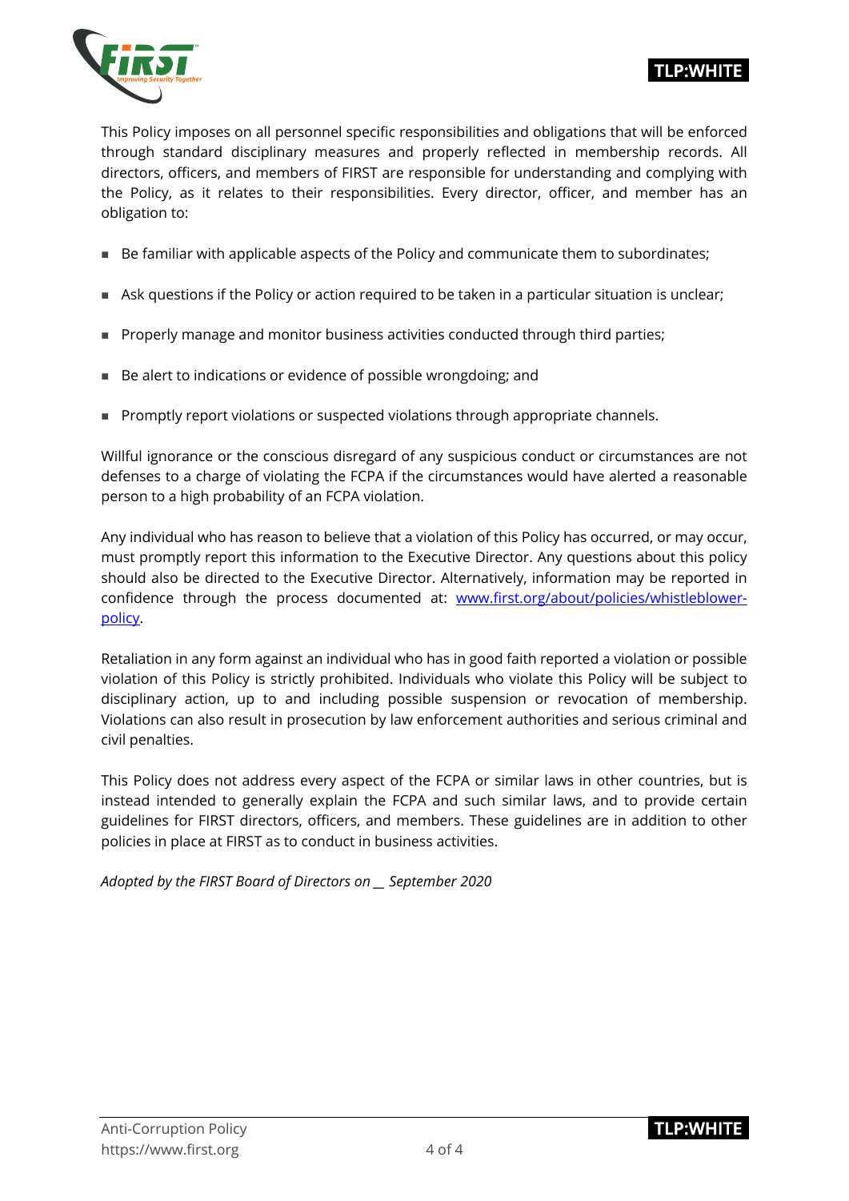This Policy imposes on all personnel specific responsibilities and obligations that will be enforced through standard disciplinary measures and properly reflected in membership records. All directors, officers, and members of FIRST are responsible for understanding and complying with the Policy, as it relates to their responsibilities. Every director, officer, and member has an obligation to:

- Be familiar with applicable aspects of the Policy and communicate them to subordinates;
- Ask questions if the Policy or action required to be taken in a particular situation is unclear;
- Properly manage and monitor business activities conducted through third parties;
- Be alert to indications or evidence of possible wrongdoing; and
- Promptly report violations or suspected violations through appropriate channels.

Willful ignorance or the conscious disregard of any suspicious conduct or circumstances are not defenses to a charge of violating the FCPA if the circumstances would have alerted a reasonable person to a high probability of an FCPA violation.

Any individual who has reason to believe that a violation of this Policy has occurred, or may occur, must promptly report this information to the Executive Director. Any questions about this policy should also be directed to the Executive Director. Alternatively, information may be reported in confidence through the process documented at: [www.first.org/about/policies/whistleblower-policy](https://www.first.org/about/policies/whistleblower-policy).

Retaliation in any form against an individual who has in good faith reported a violation or possible violation of this Policy is strictly prohibited. Individuals who violate this Policy will be subject to disciplinary action, up to and including possible suspension or revocation of membership. Violations can also result in prosecution by law enforcement authorities and serious criminal and civil penalties.

This Policy does not address every aspect of the FCPA or similar laws in other countries, but is instead intended to generally explain the FCPA and such similar laws, and to provide certain guidelines for FIRST directors, officers, and members. These guidelines are in addition to other policies in place at FIRST as to conduct in business activities.

*Adopted by the FIRST Board of Directors on __ September 2020*